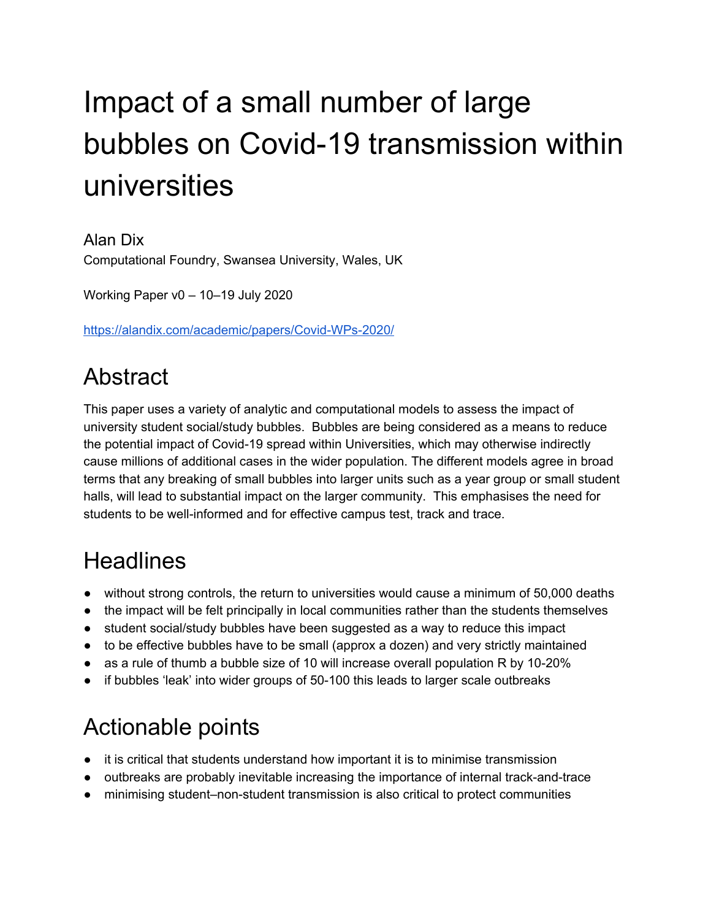# Impact of a small number of large bubbles on Covid-19 transmission within universities

Alan Dix
Computational Foundry, Swansea University, Wales, UK

Working Paper v0 – 10–19 July 2020

https://alandix.com/academic/papers/Covid-WPs-2020/

## Abstract

This paper uses a variety of analytic and computational models to assess the impact of university student social/study bubbles. Bubbles are being considered as a means to reduce the potential impact of Covid-19 spread within Universities, which may otherwise indirectly cause millions of additional cases in the wider population. The different models agree in broad terms that any breaking of small bubbles into larger units such as a year group or small student halls, will lead to substantial impact on the larger community. This emphasises the need for students to be well-informed and for effective campus test, track and trace.

## Headlines

- without strong controls, the return to universities would cause a minimum of 50,000 deaths
- the impact will be felt principally in local communities rather than the students themselves
- student social/study bubbles have been suggested as a way to reduce this impact
- to be effective bubbles have to be small (approx a dozen) and very strictly maintained
- as a rule of thumb a bubble size of 10 will increase overall population R by 10-20%
- if bubbles 'leak' into wider groups of 50-100 this leads to larger scale outbreaks

## Actionable points

- it is critical that students understand how important it is to minimise transmission
- outbreaks are probably inevitable increasing the importance of internal track-and-trace
- minimising student–non-student transmission is also critical to protect communities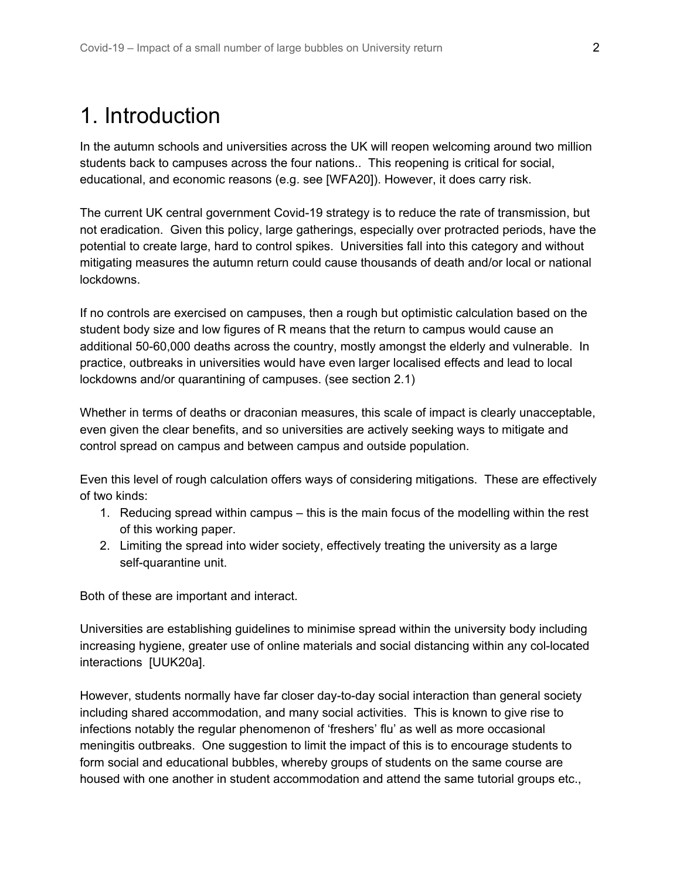# 1. Introduction

In the autumn schools and universities across the UK will reopen welcoming around two million students back to campuses across the four nations.. This reopening is critical for social, educational, and economic reasons (e.g. see [WFA20]). However, it does carry risk.

The current UK central government Covid-19 strategy is to reduce the rate of transmission, but not eradication. Given this policy, large gatherings, especially over protracted periods, have the potential to create large, hard to control spikes. Universities fall into this category and without mitigating measures the autumn return could cause thousands of death and/or local or national lockdowns.

If no controls are exercised on campuses, then a rough but optimistic calculation based on the student body size and low figures of R means that the return to campus would cause an additional 50-60,000 deaths across the country, mostly amongst the elderly and vulnerable. In practice, outbreaks in universities would have even larger localised effects and lead to local lockdowns and/or quarantining of campuses. (see section 2.1)

Whether in terms of deaths or draconian measures, this scale of impact is clearly unacceptable, even given the clear benefits, and so universities are actively seeking ways to mitigate and control spread on campus and between campus and outside population.

Even this level of rough calculation offers ways of considering mitigations. These are effectively of two kinds:

1. Reducing spread within campus – this is the main focus of the modelling within the rest of this working paper.
2. Limiting the spread into wider society, effectively treating the university as a large self-quarantine unit.

Both of these are important and interact.

Universities are establishing guidelines to minimise spread within the university body including increasing hygiene, greater use of online materials and social distancing within any col-located interactions [UUK20a].

However, students normally have far closer day-to-day social interaction than general society including shared accommodation, and many social activities. This is known to give rise to infections notably the regular phenomenon of 'freshers' flu' as well as more occasional meningitis outbreaks. One suggestion to limit the impact of this is to encourage students to form social and educational bubbles, whereby groups of students on the same course are housed with one another in student accommodation and attend the same tutorial groups etc.,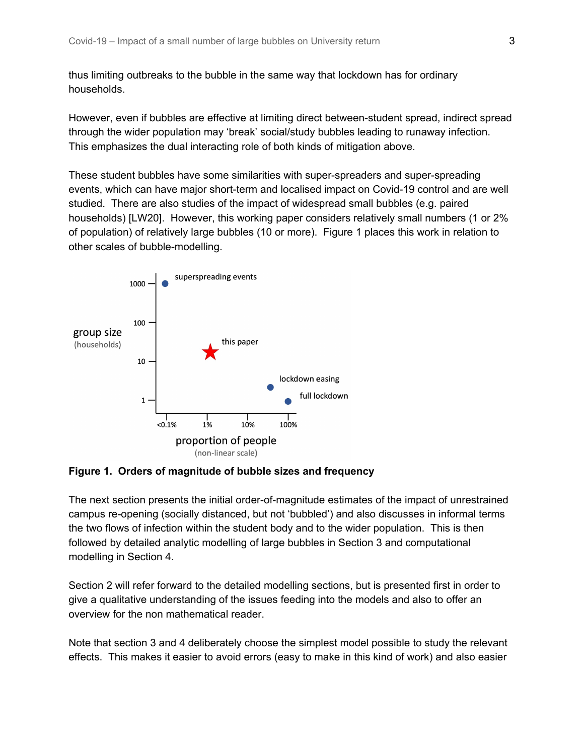thus limiting outbreaks to the bubble in the same way that lockdown has for ordinary households.

However, even if bubbles are effective at limiting direct between-student spread, indirect spread through the wider population may 'break' social/study bubbles leading to runaway infection. This emphasizes the dual interacting role of both kinds of mitigation above.

These student bubbles have some similarities with super-spreaders and super-spreading events, which can have major short-term and localised impact on Covid-19 control and are well studied. There are also studies of the impact of widespread small bubbles (e.g. paired households) [LW20]. However, this working paper considers relatively small numbers (1 or 2% of population) of relatively large bubbles (10 or more). Figure 1 places this work in relation to other scales of bubble-modelling.

group size
(households)

1000
100
10
1

superspreading events
this paper
lockdown easing
full lockdown

<0.1%
1%
10%
100%

proportion of people
(non-linear scale)

**Figure 1. Orders of magnitude of bubble sizes and frequency**

The next section presents the initial order-of-magnitude estimates of the impact of unrestrained campus re-opening (socially distanced, but not 'bubbled') and also discusses in informal terms the two flows of infection within the student body and to the wider population. This is then followed by detailed analytic modelling of large bubbles in Section 3 and computational modelling in Section 4.

Section 2 will refer forward to the detailed modelling sections, but is presented first in order to give a qualitative understanding of the issues feeding into the models and also to offer an overview for the non mathematical reader.

Note that section 3 and 4 deliberately choose the simplest model possible to study the relevant effects. This makes it easier to avoid errors (easy to make in this kind of work) and also easier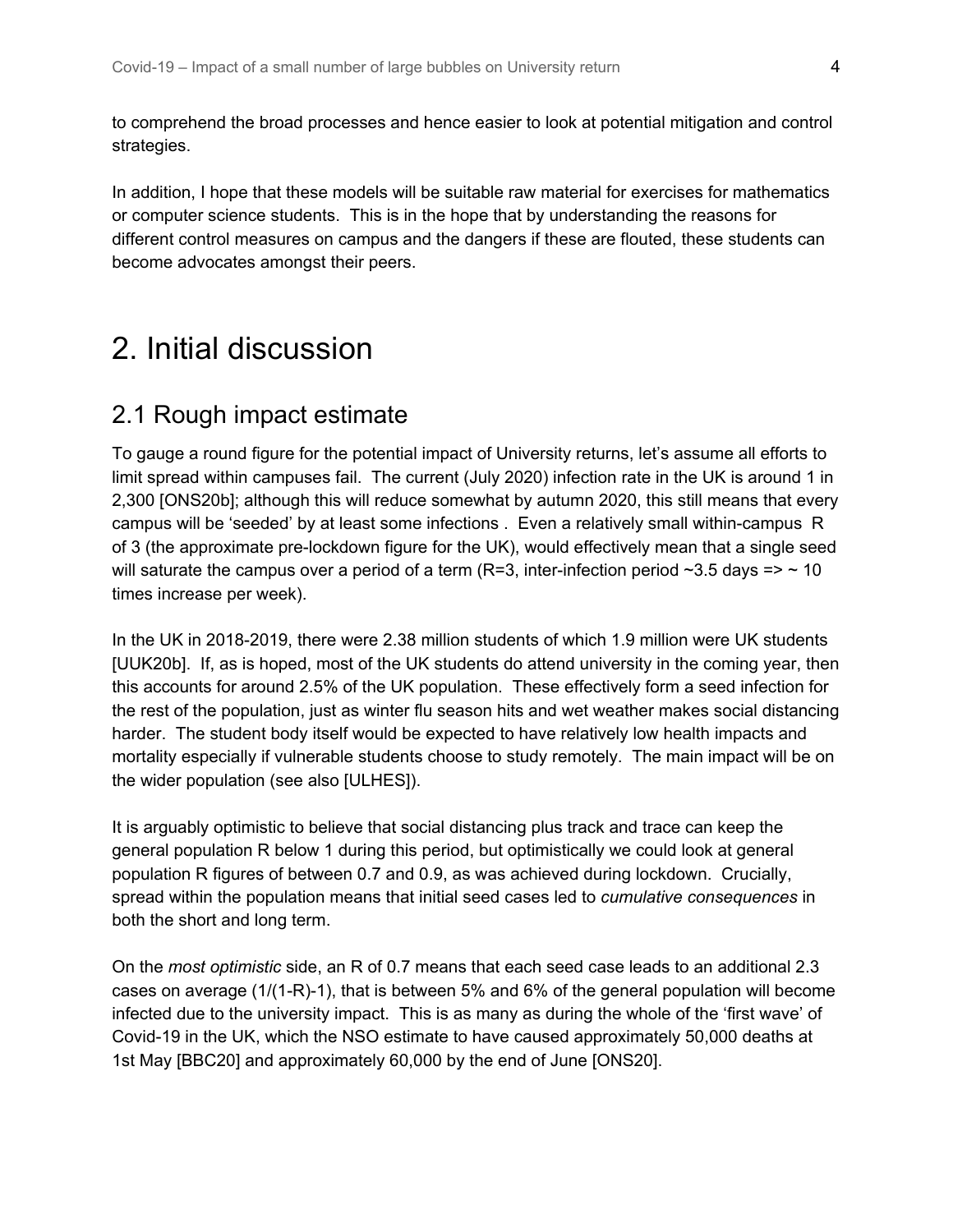to comprehend the broad processes and hence easier to look at potential mitigation and control strategies.

In addition, I hope that these models will be suitable raw material for exercises for mathematics or computer science students. This is in the hope that by understanding the reasons for different control measures on campus and the dangers if these are flouted, these students can become advocates amongst their peers.

# 2. Initial discussion

## 2.1 Rough impact estimate

To gauge a round figure for the potential impact of University returns, let's assume all efforts to limit spread within campuses fail. The current (July 2020) infection rate in the UK is around 1 in 2,300 [ONS20b]; although this will reduce somewhat by autumn 2020, this still means that every campus will be 'seeded' by at least some infections . Even a relatively small within-campus R of 3 (the approximate pre-lockdown figure for the UK), would effectively mean that a single seed will saturate the campus over a period of a term (R=3, inter-infection period ~3.5 days => ~ 10 times increase per week).

In the UK in 2018-2019, there were 2.38 million students of which 1.9 million were UK students [UUK20b]. If, as is hoped, most of the UK students do attend university in the coming year, then this accounts for around 2.5% of the UK population. These effectively form a seed infection for the rest of the population, just as winter flu season hits and wet weather makes social distancing harder. The student body itself would be expected to have relatively low health impacts and mortality especially if vulnerable students choose to study remotely. The main impact will be on the wider population (see also [ULHES]).

It is arguably optimistic to believe that social distancing plus track and trace can keep the general population R below 1 during this period, but optimistically we could look at general population R figures of between 0.7 and 0.9, as was achieved during lockdown. Crucially, spread within the population means that initial seed cases led to *cumulative consequences* in both the short and long term.

On the *most optimistic* side, an R of 0.7 means that each seed case leads to an additional 2.3 cases on average (1/(1-R)-1), that is between 5% and 6% of the general population will become infected due to the university impact. This is as many as during the whole of the 'first wave' of Covid-19 in the UK, which the NSO estimate to have caused approximately 50,000 deaths at 1st May [BBC20] and approximately 60,000 by the end of June [ONS20].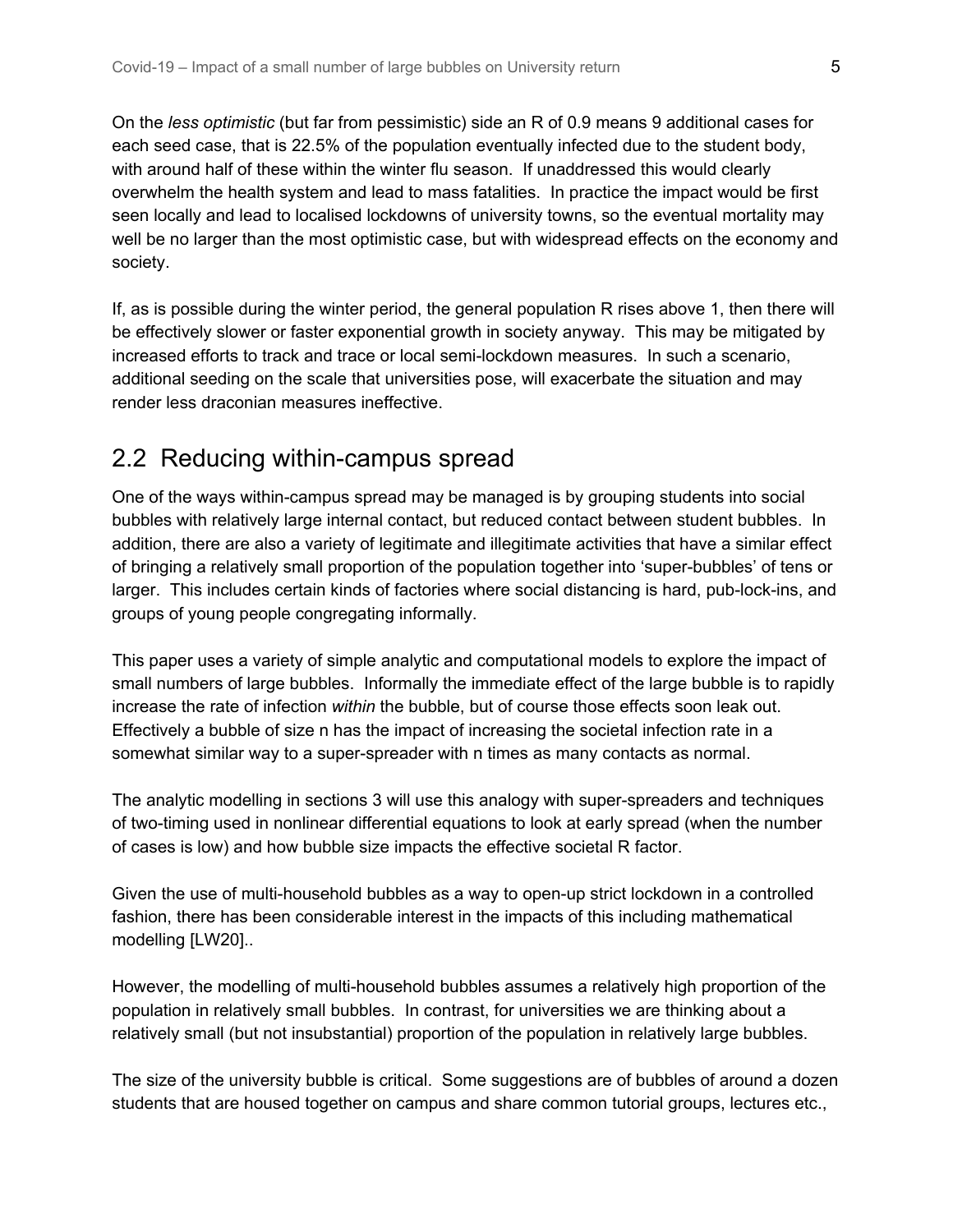On the *less optimistic* (but far from pessimistic) side an R of 0.9 means 9 additional cases for each seed case, that is 22.5% of the population eventually infected due to the student body, with around half of these within the winter flu season. If unaddressed this would clearly overwhelm the health system and lead to mass fatalities. In practice the impact would be first seen locally and lead to localised lockdowns of university towns, so the eventual mortality may well be no larger than the most optimistic case, but with widespread effects on the economy and society.

If, as is possible during the winter period, the general population R rises above 1, then there will be effectively slower or faster exponential growth in society anyway. This may be mitigated by increased efforts to track and trace or local semi-lockdown measures. In such a scenario, additional seeding on the scale that universities pose, will exacerbate the situation and may render less draconian measures ineffective.

## 2.2 Reducing within-campus spread

One of the ways within-campus spread may be managed is by grouping students into social bubbles with relatively large internal contact, but reduced contact between student bubbles. In addition, there are also a variety of legitimate and illegitimate activities that have a similar effect of bringing a relatively small proportion of the population together into 'super-bubbles' of tens or larger. This includes certain kinds of factories where social distancing is hard, pub-lock-ins, and groups of young people congregating informally.

This paper uses a variety of simple analytic and computational models to explore the impact of small numbers of large bubbles. Informally the immediate effect of the large bubble is to rapidly increase the rate of infection *within* the bubble, but of course those effects soon leak out. Effectively a bubble of size n has the impact of increasing the societal infection rate in a somewhat similar way to a super-spreader with n times as many contacts as normal.

The analytic modelling in sections 3 will use this analogy with super-spreaders and techniques of two-timing used in nonlinear differential equations to look at early spread (when the number of cases is low) and how bubble size impacts the effective societal R factor.

Given the use of multi-household bubbles as a way to open-up strict lockdown in a controlled fashion, there has been considerable interest in the impacts of this including mathematical modelling [LW20]..

However, the modelling of multi-household bubbles assumes a relatively high proportion of the population in relatively small bubbles. In contrast, for universities we are thinking about a relatively small (but not insubstantial) proportion of the population in relatively large bubbles.

The size of the university bubble is critical. Some suggestions are of bubbles of around a dozen students that are housed together on campus and share common tutorial groups, lectures etc.,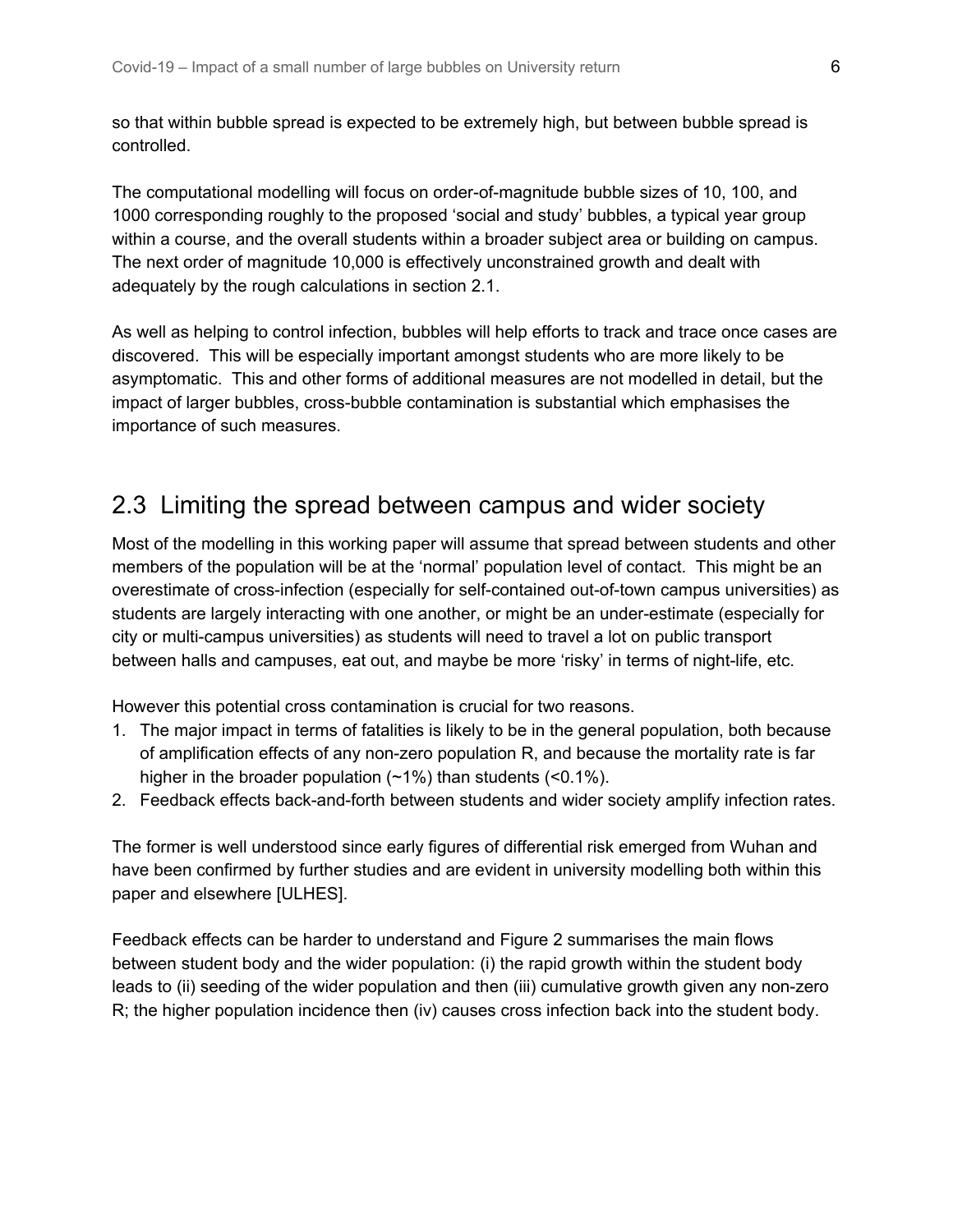so that within bubble spread is expected to be extremely high, but between bubble spread is controlled.

The computational modelling will focus on order-of-magnitude bubble sizes of 10, 100, and 1000 corresponding roughly to the proposed 'social and study' bubbles, a typical year group within a course, and the overall students within a broader subject area or building on campus. The next order of magnitude 10,000 is effectively unconstrained growth and dealt with adequately by the rough calculations in section 2.1.

As well as helping to control infection, bubbles will help efforts to track and trace once cases are discovered. This will be especially important amongst students who are more likely to be asymptomatic. This and other forms of additional measures are not modelled in detail, but the impact of larger bubbles, cross-bubble contamination is substantial which emphasises the importance of such measures.

## 2.3 Limiting the spread between campus and wider society

Most of the modelling in this working paper will assume that spread between students and other members of the population will be at the 'normal' population level of contact. This might be an overestimate of cross-infection (especially for self-contained out-of-town campus universities) as students are largely interacting with one another, or might be an under-estimate (especially for city or multi-campus universities) as students will need to travel a lot on public transport between halls and campuses, eat out, and maybe be more 'risky' in terms of night-life, etc.

However this potential cross contamination is crucial for two reasons.

1. The major impact in terms of fatalities is likely to be in the general population, both because of amplification effects of any non-zero population R, and because the mortality rate is far higher in the broader population (~1%) than students (<0.1%).
2. Feedback effects back-and-forth between students and wider society amplify infection rates.

The former is well understood since early figures of differential risk emerged from Wuhan and have been confirmed by further studies and are evident in university modelling both within this paper and elsewhere [ULHES].

Feedback effects can be harder to understand and Figure 2 summarises the main flows between student body and the wider population: (i) the rapid growth within the student body leads to (ii) seeding of the wider population and then (iii) cumulative growth given any non-zero R; the higher population incidence then (iv) causes cross infection back into the student body.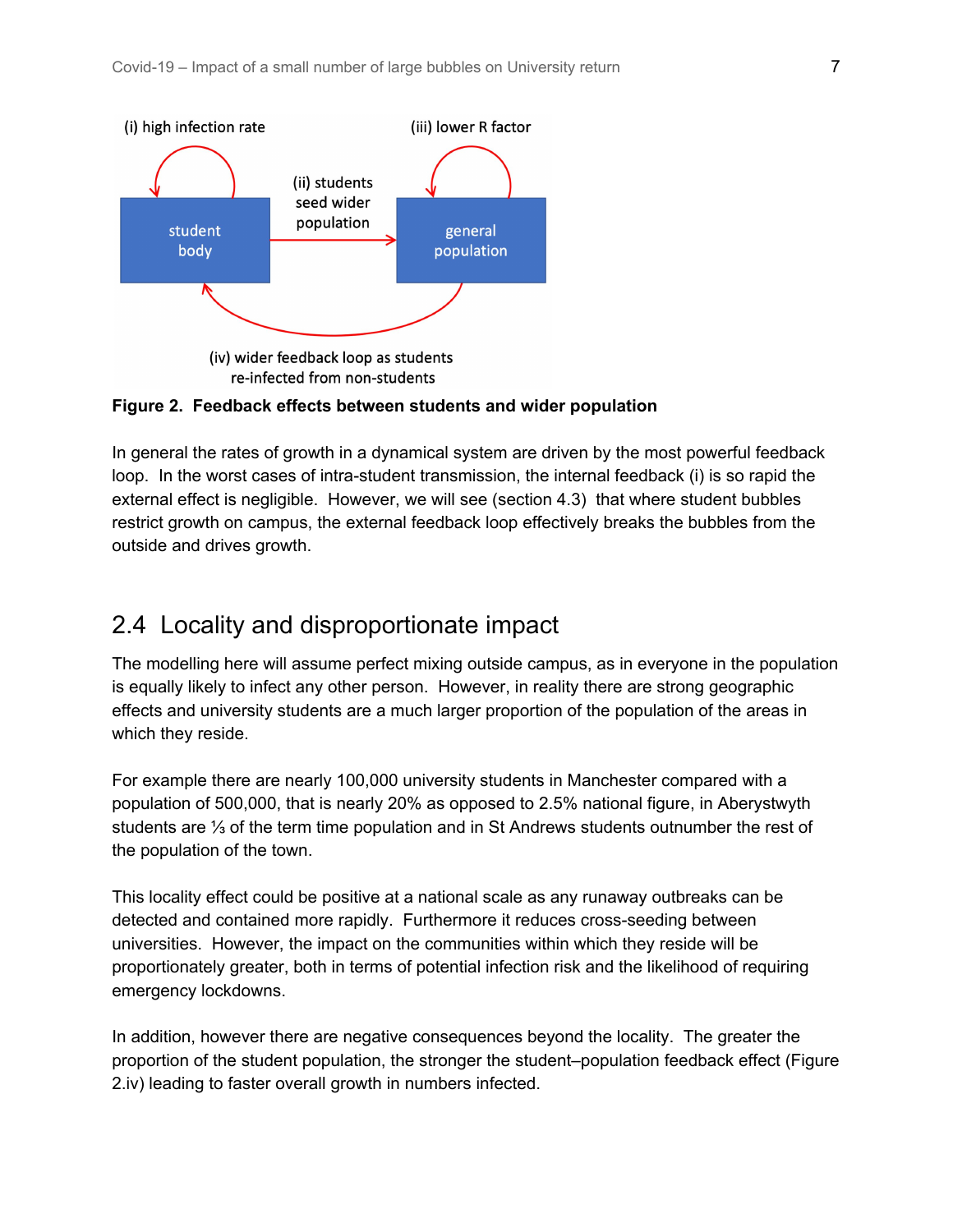(i) high infection rate

(iii) lower R factor

(ii) students seed wider population

student body

general population

(iv) wider feedback loop as students re-infected from non-students

**Figure 2. Feedback effects between students and wider population**

In general the rates of growth in a dynamical system are driven by the most powerful feedback loop. In the worst cases of intra-student transmission, the internal feedback (i) is so rapid the external effect is negligible. However, we will see (section 4.3) that where student bubbles restrict growth on campus, the external feedback loop effectively breaks the bubbles from the outside and drives growth.

## 2.4 Locality and disproportionate impact

The modelling here will assume perfect mixing outside campus, as in everyone in the population is equally likely to infect any other person. However, in reality there are strong geographic effects and university students are a much larger proportion of the population of the areas in which they reside.

For example there are nearly 100,000 university students in Manchester compared with a population of 500,000, that is nearly 20% as opposed to 2.5% national figure, in Aberystwyth students are ⅓ of the term time population and in St Andrews students outnumber the rest of the population of the town.

This locality effect could be positive at a national scale as any runaway outbreaks can be detected and contained more rapidly. Furthermore it reduces cross-seeding between universities. However, the impact on the communities within which they reside will be proportionately greater, both in terms of potential infection risk and the likelihood of requiring emergency lockdowns.

In addition, however there are negative consequences beyond the locality. The greater the proportion of the student population, the stronger the student–population feedback effect (Figure 2.iv) leading to faster overall growth in numbers infected.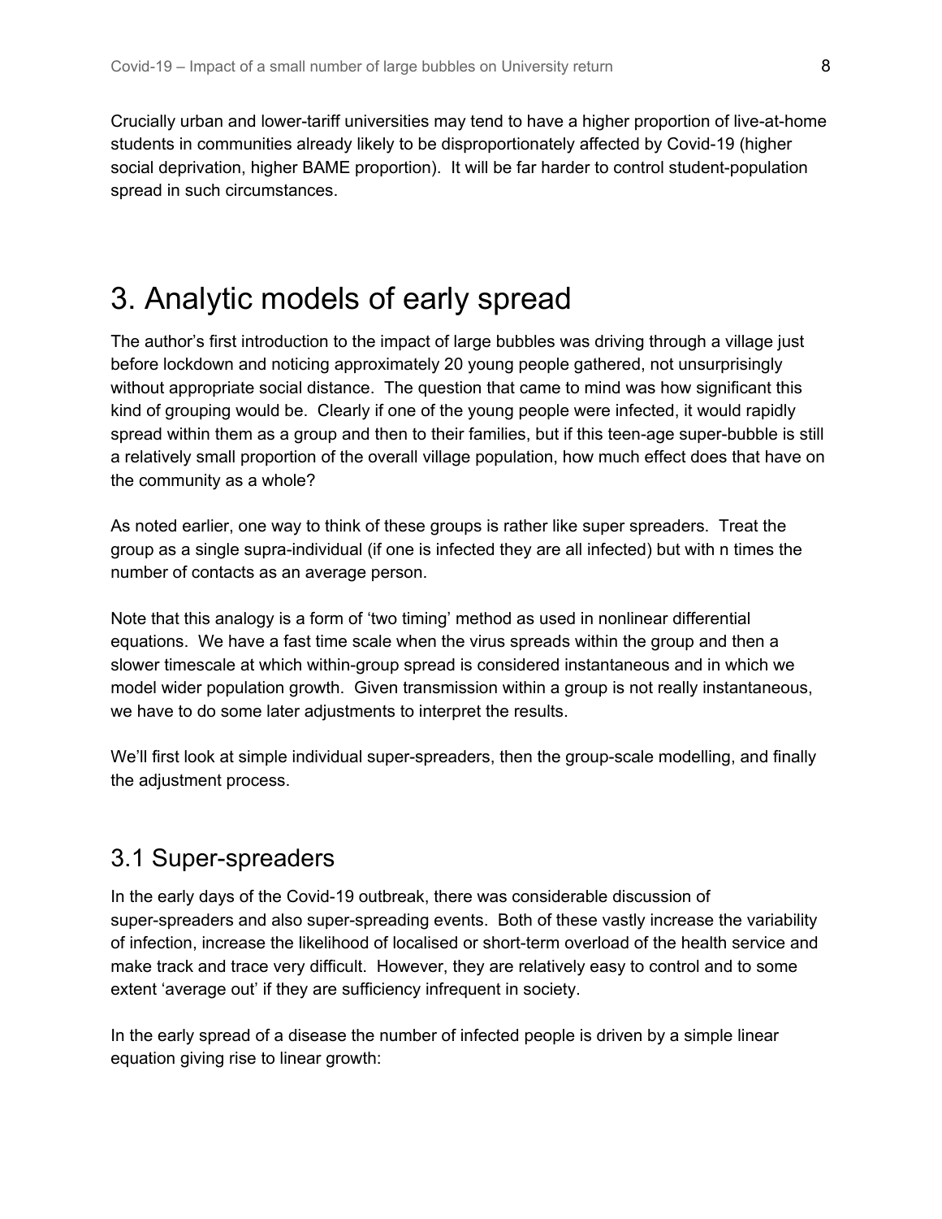Crucially urban and lower-tariff universities may tend to have a higher proportion of live-at-home students in communities already likely to be disproportionately affected by Covid-19 (higher social deprivation, higher BAME proportion). It will be far harder to control student-population spread in such circumstances.

# 3. Analytic models of early spread

The author's first introduction to the impact of large bubbles was driving through a village just before lockdown and noticing approximately 20 young people gathered, not unsurprisingly without appropriate social distance. The question that came to mind was how significant this kind of grouping would be. Clearly if one of the young people were infected, it would rapidly spread within them as a group and then to their families, but if this teen-age super-bubble is still a relatively small proportion of the overall village population, how much effect does that have on the community as a whole?

As noted earlier, one way to think of these groups is rather like super spreaders. Treat the group as a single supra-individual (if one is infected they are all infected) but with n times the number of contacts as an average person.

Note that this analogy is a form of 'two timing' method as used in nonlinear differential equations. We have a fast time scale when the virus spreads within the group and then a slower timescale at which within-group spread is considered instantaneous and in which we model wider population growth. Given transmission within a group is not really instantaneous, we have to do some later adjustments to interpret the results.

We'll first look at simple individual super-spreaders, then the group-scale modelling, and finally the adjustment process.

## 3.1 Super-spreaders

In the early days of the Covid-19 outbreak, there was considerable discussion of super-spreaders and also super-spreading events. Both of these vastly increase the variability of infection, increase the likelihood of localised or short-term overload of the health service and make track and trace very difficult. However, they are relatively easy to control and to some extent 'average out' if they are sufficiency infrequent in society.

In the early spread of a disease the number of infected people is driven by a simple linear equation giving rise to linear growth: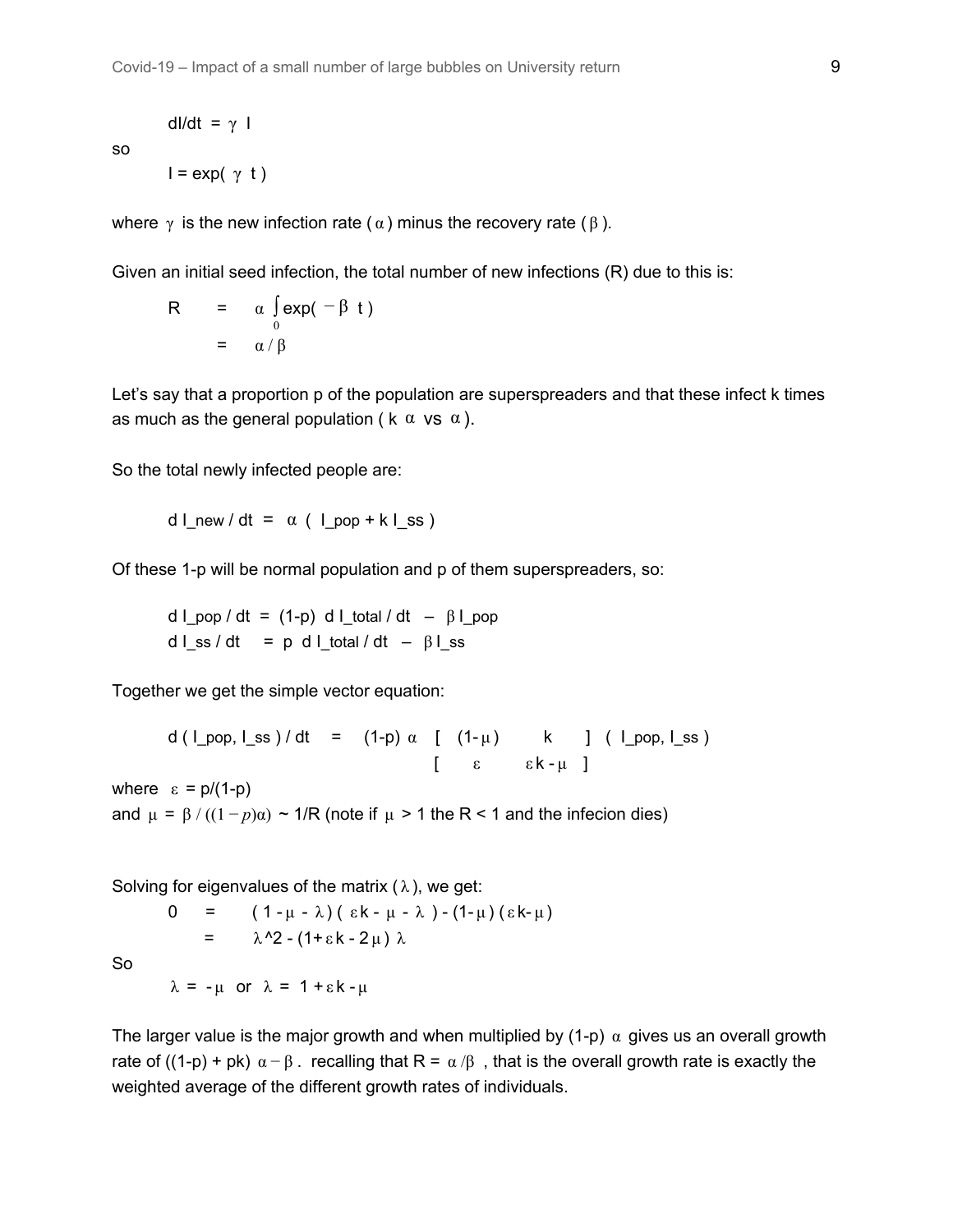$$dI/dt = \gamma \; I$$

so

$$I = \exp( \; \gamma \; t \; )$$

where $\gamma$ is the new infection rate ($\alpha$) minus the recovery rate ($\beta$).

Given an initial seed infection, the total number of new infections (R) due to this is:

$$\begin{aligned} R \quad &= \quad \alpha \int_0 \exp( \; -\beta \; t \; ) \\ &= \quad \alpha / \beta \end{aligned}$$

Let's say that a proportion p of the population are superspreaders and that these infect k times as much as the general population ( $k \; \alpha$ vs $\alpha$ ).

So the total newly infected people are:

$$d \; I\_new \; / \; dt \; = \; \alpha \; ( \; I\_pop + k \; I\_ss \; )$$

Of these 1-p will be normal population and p of them superspreaders, so:

$$\begin{aligned} d \; I\_pop \; / \; dt \; &= \; (1\text{-}p) \;\; d \; I\_total \; / \; dt \;\; - \;\; \beta \; I\_pop \\ d \; I\_ss \; / \; dt \; &= \; p \;\; d \; I\_total \; / \; dt \;\; - \;\; \beta \; I\_ss \end{aligned}$$

Together we get the simple vector equation:

$$d \; ( \; I\_pop, \; I\_ss \; ) \; / \; dt \quad = \quad (1\text{-}p) \; \alpha \; \begin{bmatrix} (1-\mu) & k \\ \varepsilon & \varepsilon k - \mu \end{bmatrix} \; ( \; I\_pop, \; I\_ss \; )$$

where $\varepsilon = p/(1\text{-}p)$
and $\mu = \beta \; / \; ((1-p)\alpha)$ ~ 1/R (note if $\mu > 1$ the R < 1 and the infecion dies)

Solving for eigenvalues of the matrix ($\lambda$), we get:

$$\begin{aligned} 0 \quad &= \quad ( \; 1 - \mu \; - \; \lambda \; ) \; ( \; \varepsilon k \; - \; \mu \; - \; \lambda \; ) \; - \; (1-\mu) \; ( \; \varepsilon k - \mu \; ) \\ &= \quad \lambda\text{^}2 \; - \; (1 + \varepsilon k \; - \; 2 \mu) \; \lambda \end{aligned}$$

So

$$\lambda \; = \; -\mu \quad \text{or} \quad \lambda \; = \; 1 + \varepsilon k - \mu$$

The larger value is the major growth and when multiplied by (1-p) $\alpha$ gives us an overall growth rate of ((1-p) + pk) $\alpha - \beta$. recalling that R = $\alpha / \beta$ , that is the overall growth rate is exactly the weighted average of the different growth rates of individuals.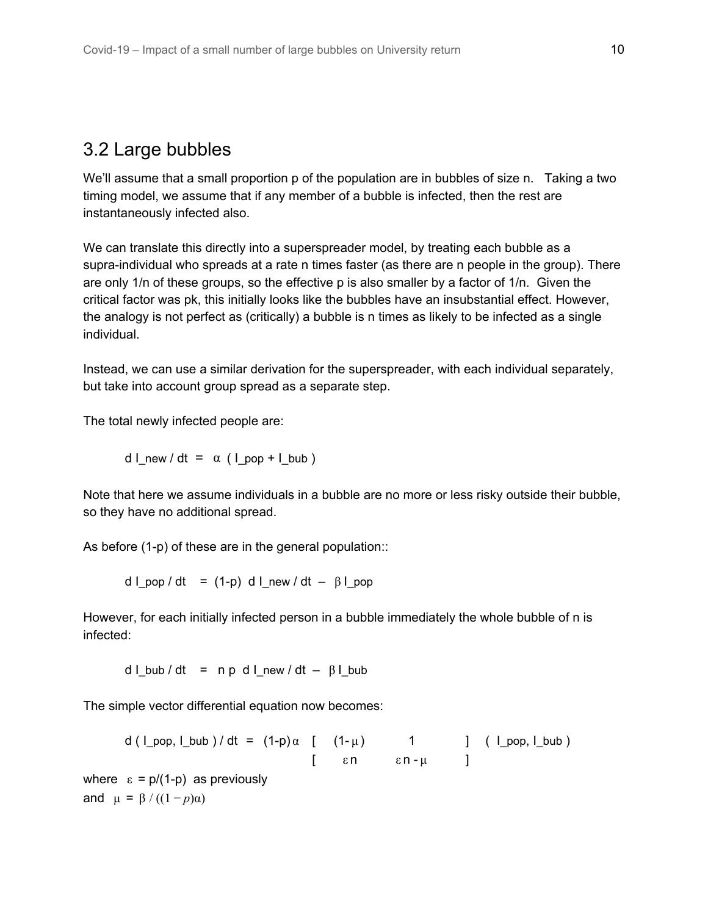## 3.2 Large bubbles

We'll assume that a small proportion p of the population are in bubbles of size n. Taking a two timing model, we assume that if any member of a bubble is infected, then the rest are instantaneously infected also.

We can translate this directly into a superspreader model, by treating each bubble as a supra-individual who spreads at a rate n times faster (as there are n people in the group). There are only 1/n of these groups, so the effective p is also smaller by a factor of 1/n. Given the critical factor was pk, this initially looks like the bubbles have an insubstantial effect. However, the analogy is not perfect as (critically) a bubble is n times as likely to be infected as a single individual.

Instead, we can use a similar derivation for the superspreader, with each individual separately, but take into account group spread as a separate step.

The total newly infected people are:

$$d\, I\_new / dt = \alpha\ ( I\_pop + I\_bub )$$

Note that here we assume individuals in a bubble are no more or less risky outside their bubble, so they have no additional spread.

As before (1-p) of these are in the general population::

$$d\, I\_pop / dt = (1-p)\ d\, I\_new / dt - \beta\, I\_pop$$

However, for each initially infected person in a bubble immediately the whole bubble of n is infected:

$$d\, I\_bub / dt = n\, p\ d\, I\_new / dt - \beta\, I\_bub$$

The simple vector differential equation now becomes:

$$d\, ( I\_pop, I\_bub ) / dt = (1-p)\,\alpha \begin{bmatrix} (1-\mu) & 1 \\ \varepsilon n & \varepsilon n - \mu \end{bmatrix} ( I\_pop, I\_bub )$$

where $\varepsilon = p/(1-p)$ as previously
and $\mu = \beta / ((1-p)\alpha)$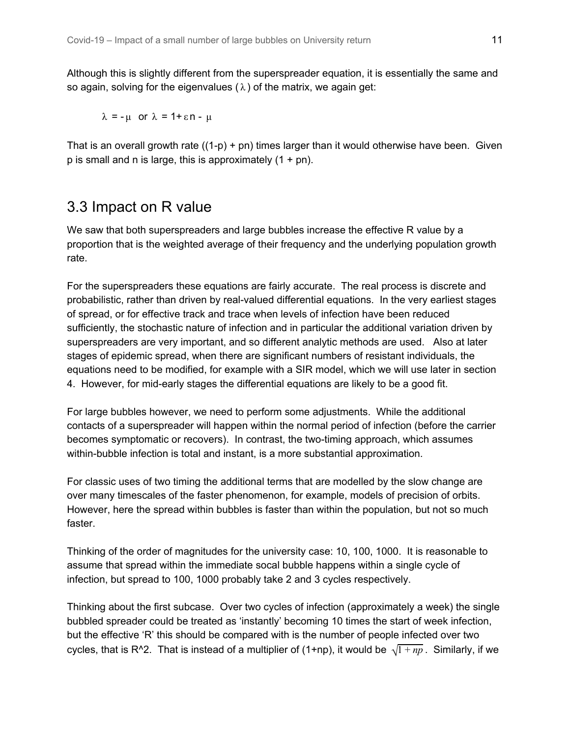Although this is slightly different from the superspreader equation, it is essentially the same and so again, solving for the eigenvalues ($\lambda$) of the matrix, we again get:

$$\lambda = -\mu \quad \text{or} \quad \lambda = 1 + \varepsilon n - \mu$$

That is an overall growth rate ((1-p) + pn) times larger than it would otherwise have been. Given p is small and n is large, this is approximately (1 + pn).

## 3.3 Impact on R value

We saw that both superspreaders and large bubbles increase the effective R value by a proportion that is the weighted average of their frequency and the underlying population growth rate.

For the superspreaders these equations are fairly accurate. The real process is discrete and probabilistic, rather than driven by real-valued differential equations. In the very earliest stages of spread, or for effective track and trace when levels of infection have been reduced sufficiently, the stochastic nature of infection and in particular the additional variation driven by superspreaders are very important, and so different analytic methods are used. Also at later stages of epidemic spread, when there are significant numbers of resistant individuals, the equations need to be modified, for example with a SIR model, which we will use later in section 4. However, for mid-early stages the differential equations are likely to be a good fit.

For large bubbles however, we need to perform some adjustments. While the additional contacts of a superspreader will happen within the normal period of infection (before the carrier becomes symptomatic or recovers). In contrast, the two-timing approach, which assumes within-bubble infection is total and instant, is a more substantial approximation.

For classic uses of two timing the additional terms that are modelled by the slow change are over many timescales of the faster phenomenon, for example, models of precision of orbits. However, here the spread within bubbles is faster than within the population, but not so much faster.

Thinking of the order of magnitudes for the university case: 10, 100, 1000. It is reasonable to assume that spread within the immediate socal bubble happens within a single cycle of infection, but spread to 100, 1000 probably take 2 and 3 cycles respectively.

Thinking about the first subcase. Over two cycles of infection (approximately a week) the single bubbled spreader could be treated as 'instantly' becoming 10 times the start of week infection, but the effective 'R' this should be compared with is the number of people infected over two cycles, that is R^2. That is instead of a multiplier of (1+np), it would be $\sqrt{1+np}$. Similarly, if we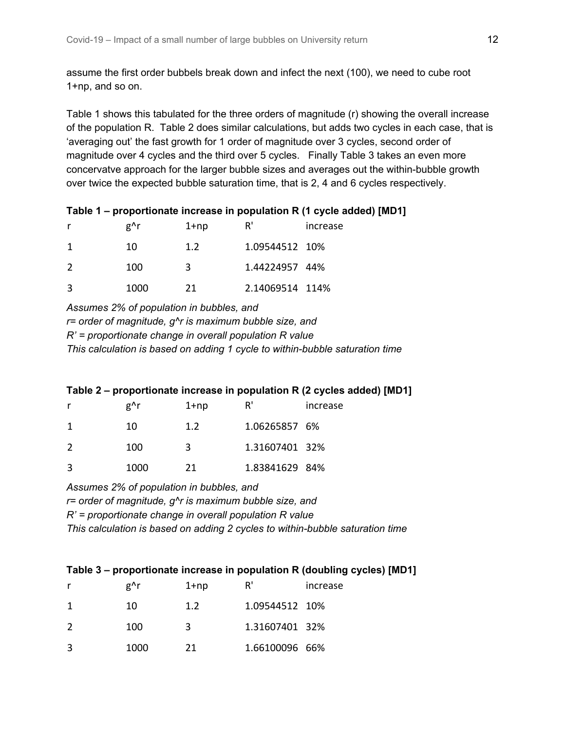assume the first order bubbels break down and infect the next (100), we need to cube root 1+np, and so on.

Table 1 shows this tabulated for the three orders of magnitude (r) showing the overall increase of the population R. Table 2 does similar calculations, but adds two cycles in each case, that is 'averaging out' the fast growth for 1 order of magnitude over 3 cycles, second order of magnitude over 4 cycles and the third over 5 cycles. Finally Table 3 takes an even more concervatve approach for the larger bubble sizes and averages out the within-bubble growth over twice the expected bubble saturation time, that is 2, 4 and 6 cycles respectively.

**Table 1 – proportionate increase in population R (1 cycle added) [MD1]**

| r | g^r | 1+np | R' | increase |
|---|---|---|---|---|
| 1 | 10 | 1.2 | 1.09544512 | 10% |
| 2 | 100 | 3 | 1.44224957 | 44% |
| 3 | 1000 | 21 | 2.14069514 | 114% |

*Assumes 2% of population in bubbles, and*
*r= order of magnitude, g^r is maximum bubble size, and*
*R' = proportionate change in overall population R value*
*This calculation is based on adding 1 cycle to within-bubble saturation time*

**Table 2 – proportionate increase in population R (2 cycles added) [MD1]**

| r | g^r | 1+np | R' | increase |
|---|---|---|---|---|
| 1 | 10 | 1.2 | 1.06265857 | 6% |
| 2 | 100 | 3 | 1.31607401 | 32% |
| 3 | 1000 | 21 | 1.83841629 | 84% |

*Assumes 2% of population in bubbles, and*
*r= order of magnitude, g^r is maximum bubble size, and*
*R' = proportionate change in overall population R value*
*This calculation is based on adding 2 cycles to within-bubble saturation time*

**Table 3 – proportionate increase in population R (doubling cycles) [MD1]**

| r | g^r | 1+np | R' | increase |
|---|---|---|---|---|
| 1 | 10 | 1.2 | 1.09544512 | 10% |
| 2 | 100 | 3 | 1.31607401 | 32% |
| 3 | 1000 | 21 | 1.66100096 | 66% |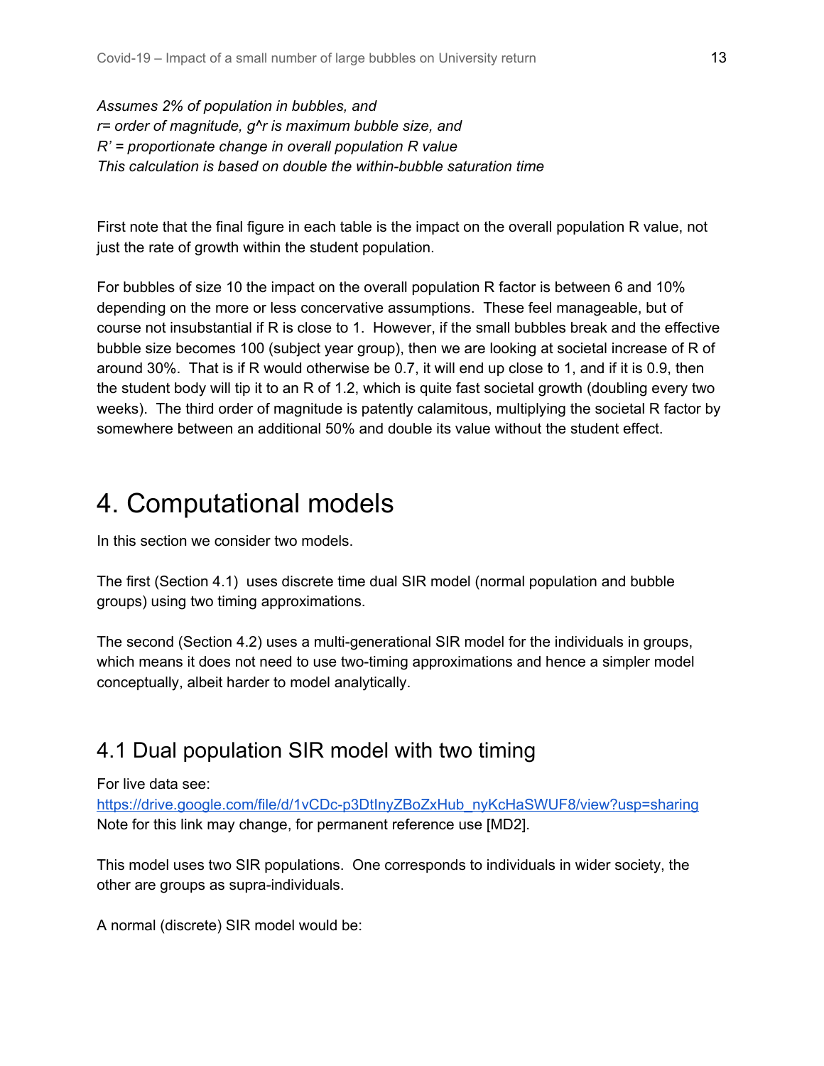*Assumes 2% of population in bubbles, and*
*r= order of magnitude, $g^r$ is maximum bubble size, and*
*R' = proportionate change in overall population R value*
*This calculation is based on double the within-bubble saturation time*

First note that the final figure in each table is the impact on the overall population R value, not just the rate of growth within the student population.

For bubbles of size 10 the impact on the overall population R factor is between 6 and 10% depending on the more or less concervative assumptions. These feel manageable, but of course not insubstantial if R is close to 1. However, if the small bubbles break and the effective bubble size becomes 100 (subject year group), then we are looking at societal increase of R of around 30%. That is if R would otherwise be 0.7, it will end up close to 1, and if it is 0.9, then the student body will tip it to an R of 1.2, which is quite fast societal growth (doubling every two weeks). The third order of magnitude is patently calamitous, multiplying the societal R factor by somewhere between an additional 50% and double its value without the student effect.

# 4. Computational models

In this section we consider two models.

The first (Section 4.1) uses discrete time dual SIR model (normal population and bubble groups) using two timing approximations.

The second (Section 4.2) uses a multi-generational SIR model for the individuals in groups, which means it does not need to use two-timing approximations and hence a simpler model conceptually, albeit harder to model analytically.

## 4.1 Dual population SIR model with two timing

For live data see:
[https://drive.google.com/file/d/1vCDc-p3DtlnyZBoZxHub_nyKcHaSWUF8/view?usp=sharing](https://drive.google.com/file/d/1vCDc-p3DtlnyZBoZxHub_nyKcHaSWUF8/view?usp=sharing)
Note for this link may change, for permanent reference use [MD2].

This model uses two SIR populations. One corresponds to individuals in wider society, the other are groups as supra-individuals.

A normal (discrete) SIR model would be: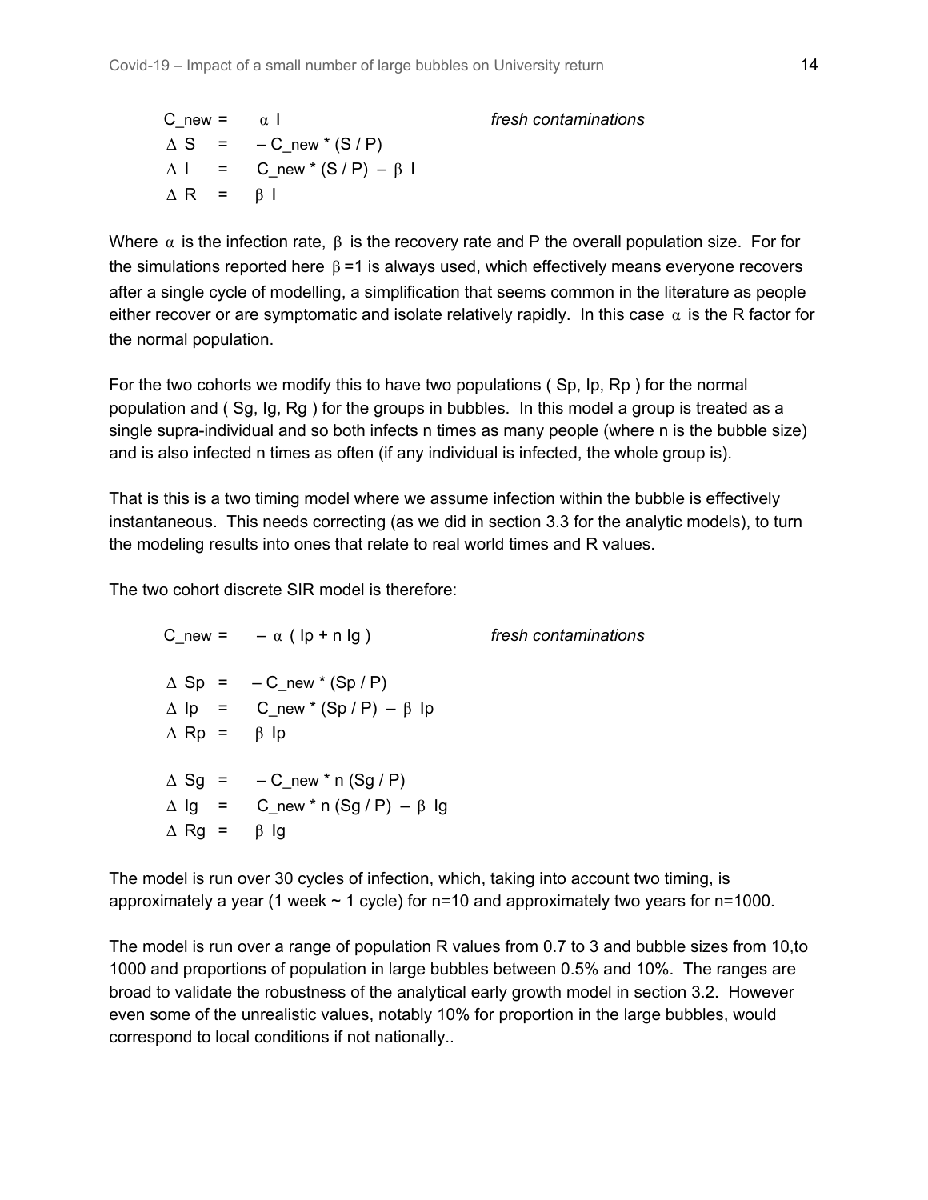$$
\begin{aligned}
C\_new &= \alpha\, I & & \textit{fresh contaminations} \\
\Delta S &= -C\_new * (S / P) \\
\Delta I &= C\_new * (S / P) - \beta\, I \\
\Delta R &= \beta\, I
\end{aligned}
$$

Where $\alpha$ is the infection rate, $\beta$ is the recovery rate and P the overall population size. For for the simulations reported here $\beta = 1$ is always used, which effectively means everyone recovers after a single cycle of modelling, a simplification that seems common in the literature as people either recover or are symptomatic and isolate relatively rapidly. In this case $\alpha$ is the R factor for the normal population.

For the two cohorts we modify this to have two populations ( $Sp$, $Ip$, $Rp$ ) for the normal population and ( $Sg$, $Ig$, $Rg$ ) for the groups in bubbles. In this model a group is treated as a single supra-individual and so both infects n times as many people (where n is the bubble size) and is also infected n times as often (if any individual is infected, the whole group is).

That is this is a two timing model where we assume infection within the bubble is effectively instantaneous. This needs correcting (as we did in section 3.3 for the analytic models), to turn the modeling results into ones that relate to real world times and R values.

The two cohort discrete SIR model is therefore:

$$
\begin{aligned}
C\_new &= -\alpha\, ( Ip + n\, Ig ) & & \textit{fresh contaminations} \\
\\
\Delta Sp &= -C\_new * (Sp / P) \\
\Delta Ip &= C\_new * (Sp / P) - \beta\, Ip \\
\Delta Rp &= \beta\, Ip \\
\\
\Delta Sg &= -C\_new * n\, (Sg / P) \\
\Delta Ig &= C\_new * n\, (Sg / P) - \beta\, Ig \\
\Delta Rg &= \beta\, Ig
\end{aligned}
$$

The model is run over 30 cycles of infection, which, taking into account two timing, is approximately a year (1 week ~ 1 cycle) for n=10 and approximately two years for n=1000.

The model is run over a range of population R values from 0.7 to 3 and bubble sizes from 10,to 1000 and proportions of population in large bubbles between 0.5% and 10%. The ranges are broad to validate the robustness of the analytical early growth model in section 3.2. However even some of the unrealistic values, notably 10% for proportion in the large bubbles, would correspond to local conditions if not nationally..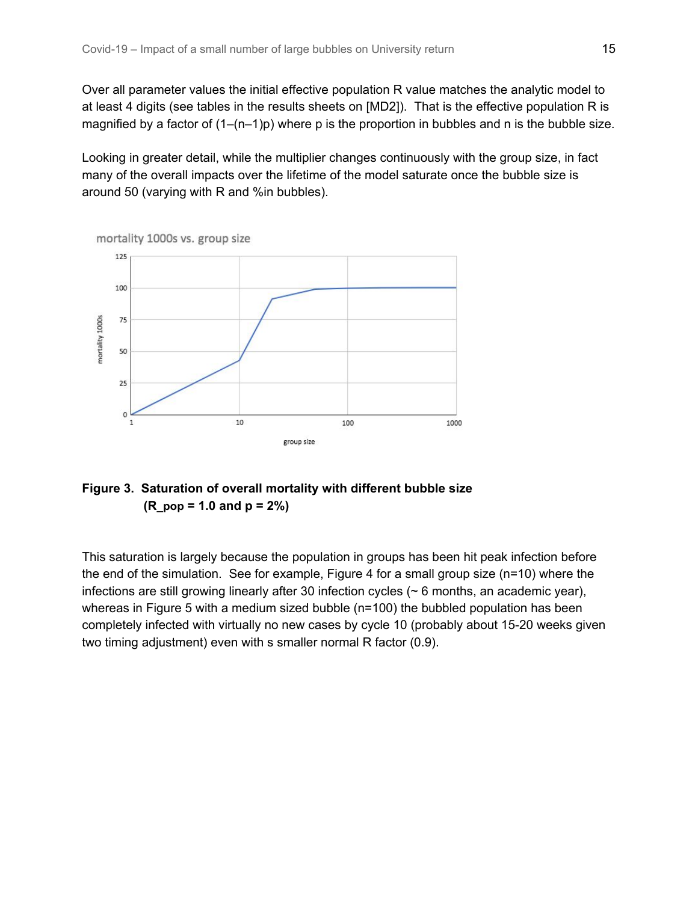Over all parameter values the initial effective population R value matches the analytic model to at least 4 digits (see tables in the results sheets on [MD2]). That is the effective population R is magnified by a factor of $(1-(n-1)p)$ where $p$ is the proportion in bubbles and $n$ is the bubble size.

Looking in greater detail, while the multiplier changes continuously with the group size, in fact many of the overall impacts over the lifetime of the model saturate once the bubble size is around 50 (varying with R and %in bubbles).

mortality 1000s vs. group size

mortality 1000s

125
100
75
50
25
0

1
10
100
1000

group size

**Figure 3. Saturation of overall mortality with different bubble size ($R\_pop$ = 1.0 and p = 2%)**

This saturation is largely because the population in groups has been hit peak infection before the end of the simulation. See for example, Figure 4 for a small group size (n=10) where the infections are still growing linearly after 30 infection cycles (~ 6 months, an academic year), whereas in Figure 5 with a medium sized bubble (n=100) the bubbled population has been completely infected with virtually no new cases by cycle 10 (probably about 15-20 weeks given two timing adjustment) even with s smaller normal R factor (0.9).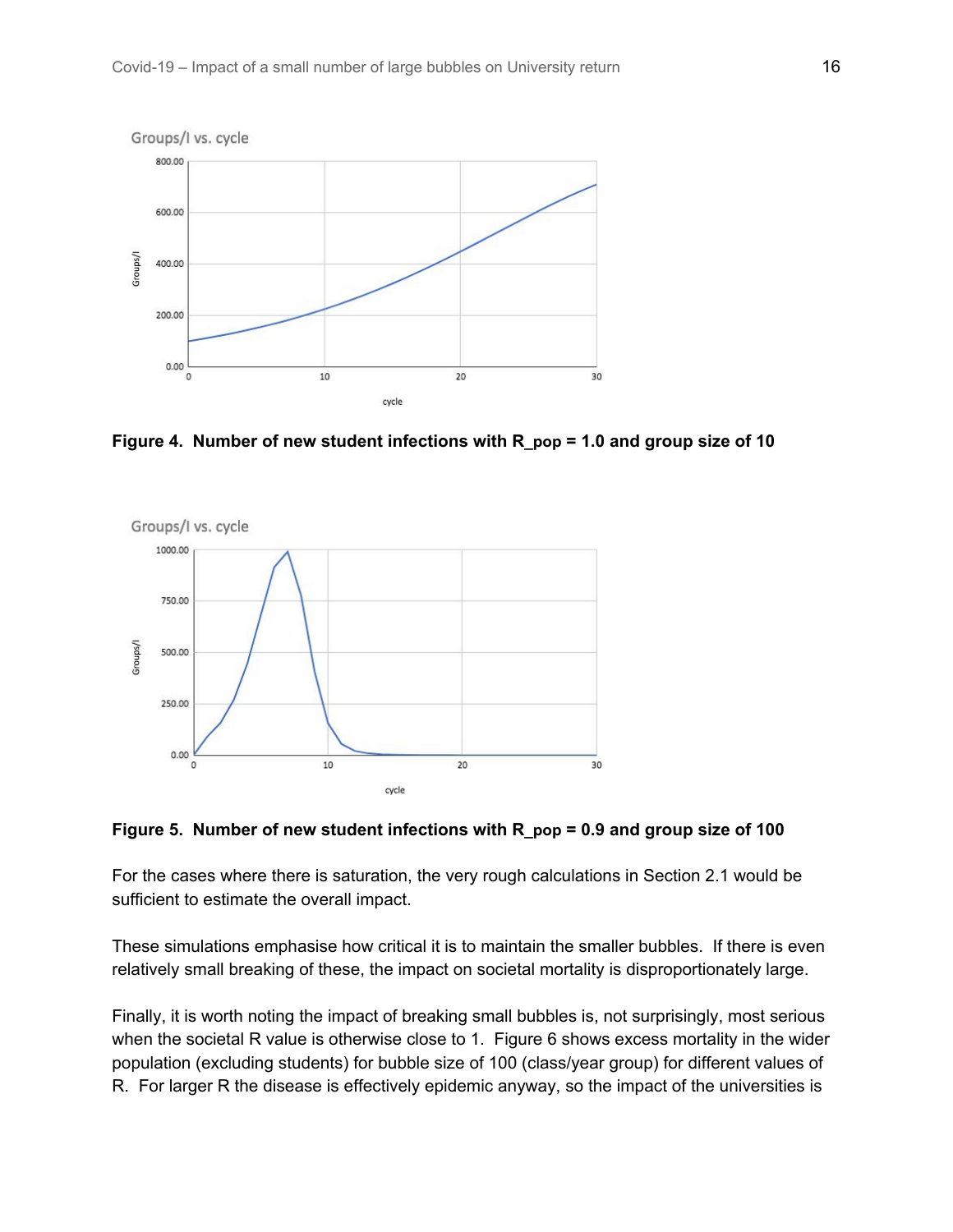Groups/I vs. cycle

800.00

600.00

400.00

200.00

0.00

Groups/I

0

10

20

30

cycle

**Figure 4. Number of new student infections with R_pop = 1.0 and group size of 10**

Groups/I vs. cycle

1000.00

750.00

500.00

250.00

0.00

Groups/I

0

10

20

30

cycle

**Figure 5. Number of new student infections with R_pop = 0.9 and group size of 100**

For the cases where there is saturation, the very rough calculations in Section 2.1 would be sufficient to estimate the overall impact.

These simulations emphasise how critical it is to maintain the smaller bubbles. If there is even relatively small breaking of these, the impact on societal mortality is disproportionately large.

Finally, it is worth noting the impact of breaking small bubbles is, not surprisingly, most serious when the societal R value is otherwise close to 1. Figure 6 shows excess mortality in the wider population (excluding students) for bubble size of 100 (class/year group) for different values of R. For larger R the disease is effectively epidemic anyway, so the impact of the universities is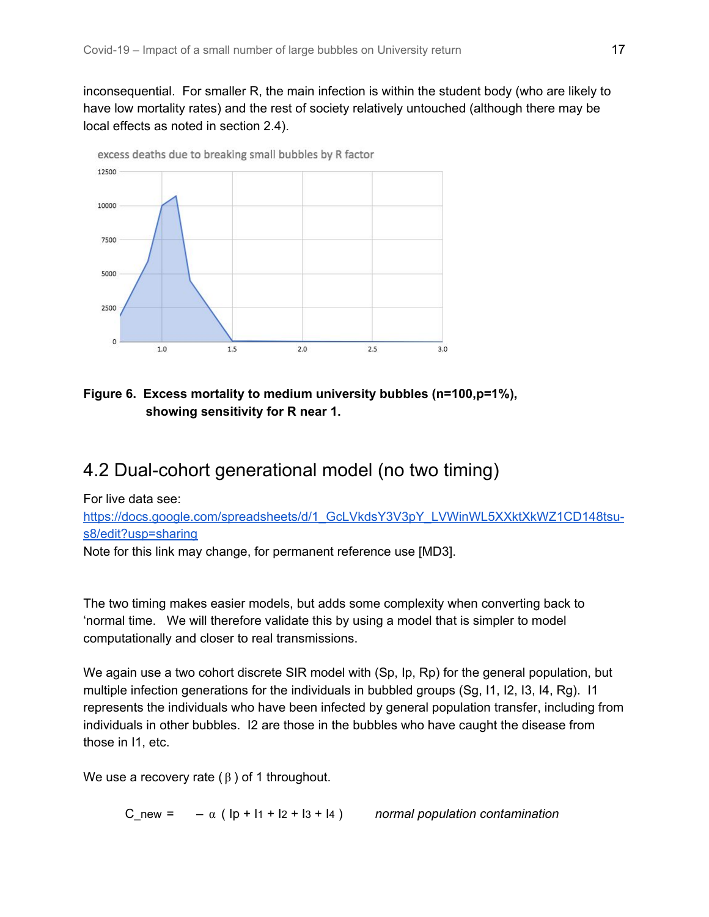inconsequential. For smaller R, the main infection is within the student body (who are likely to have low mortality rates) and the rest of society relatively untouched (although there may be local effects as noted in section 2.4).

excess deaths due to breaking small bubbles by R factor

12500
10000
7500
5000
2500
0
1.0
1.5
2.0
2.5
3.0

**Figure 6. Excess mortality to medium university bubbles (n=100,p=1%), showing sensitivity for R near 1.**

## 4.2 Dual-cohort generational model (no two timing)

For live data see:
https://docs.google.com/spreadsheets/d/1_GcLVkdsY3V3pY_LVWinWL5XXktXkWZ1CD148tsu-s8/edit?usp=sharing
Note for this link may change, for permanent reference use [MD3].

The two timing makes easier models, but adds some complexity when converting back to 'normal time. We will therefore validate this by using a model that is simpler to model computationally and closer to real transmissions.

We again use a two cohort discrete SIR model with ($S_p$, $I_p$, $R_p$) for the general population, but multiple infection generations for the individuals in bubbled groups ($S_g$, $I_1$, $I_2$, $I_3$, $I_4$, $R_g$). $I_1$ represents the individuals who have been infected by general population transfer, including from individuals in other bubbles. $I_2$ are those in the bubbles who have caught the disease from those in $I_1$, etc.

We use a recovery rate ( $\beta$ ) of 1 throughout.

$$C\_new = \; - \alpha \; ( I_p + I_1 + I_2 + I_3 + I_4 ) \qquad \textit{normal population contamination}$$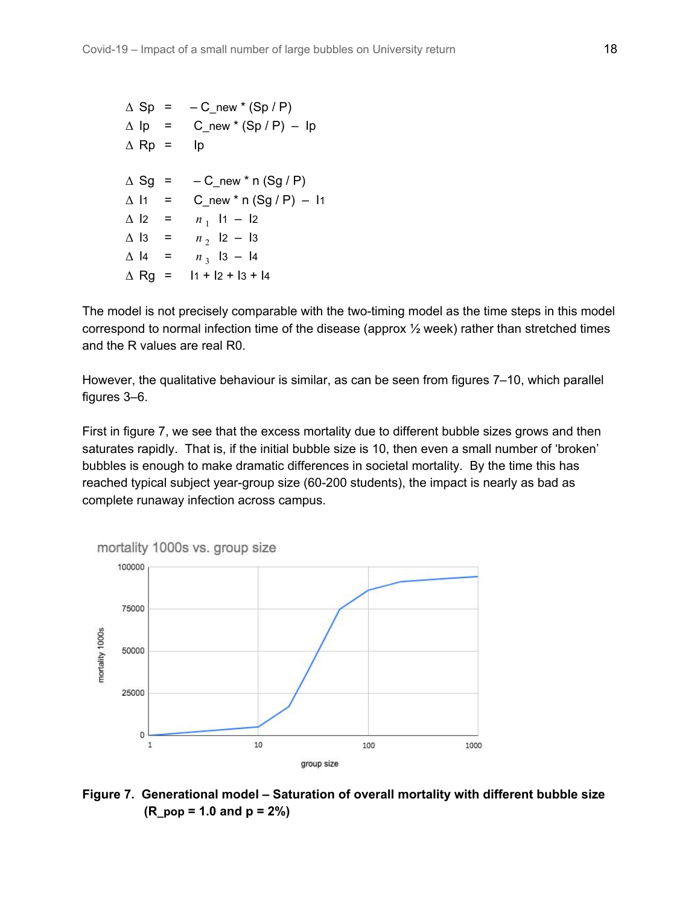$$
\begin{aligned}
\Delta\, Sp &= -\, C\_new * (Sp / P) \\
\Delta\, Ip &= C\_new * (Sp / P) - Ip \\
\Delta\, Rp &= Ip
\end{aligned}
$$

$$
\begin{aligned}
\Delta\, Sg &= -\, C\_new * n\, (Sg / P) \\
\Delta\, I1 &= C\_new * n\, (Sg / P) - I1 \\
\Delta\, I2 &= n_1\ I1 - I2 \\
\Delta\, I3 &= n_2\ I2 - I3 \\
\Delta\, I4 &= n_3\ I3 - I4 \\
\Delta\, Rg &= I1 + I2 + I3 + I4
\end{aligned}
$$

The model is not precisely comparable with the two-timing model as the time steps in this model correspond to normal infection time of the disease (approx ½ week) rather than stretched times and the R values are real R0.

However, the qualitative behaviour is similar, as can be seen from figures 7–10, which parallel figures 3–6.

First in figure 7, we see that the excess mortality due to different bubble sizes grows and then saturates rapidly. That is, if the initial bubble size is 10, then even a small number of 'broken' bubbles is enough to make dramatic differences in societal mortality. By the time this has reached typical subject year-group size (60-200 students), the impact is nearly as bad as complete runaway infection across campus.

mortality 1000s vs. group size

mortality 1000s

100000
75000
50000
25000
0

1
10
100
1000

group size

**Figure 7. Generational model – Saturation of overall mortality with different bubble size (R_pop = 1.0 and p = 2%)**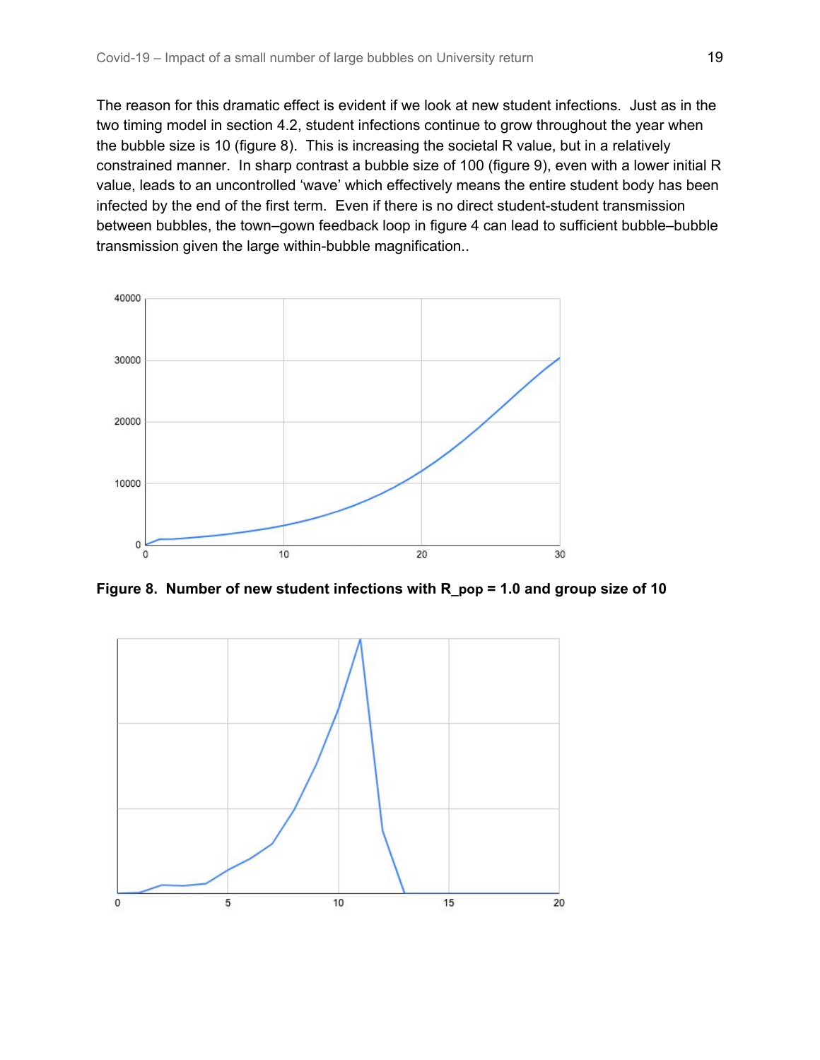The reason for this dramatic effect is evident if we look at new student infections. Just as in the two timing model in section 4.2, student infections continue to grow throughout the year when the bubble size is 10 (figure 8). This is increasing the societal R value, but in a relatively constrained manner. In sharp contrast a bubble size of 100 (figure 9), even with a lower initial R value, leads to an uncontrolled 'wave' which effectively means the entire student body has been infected by the end of the first term. Even if there is no direct student-student transmission between bubbles, the town–gown feedback loop in figure 4 can lead to sufficient bubble–bubble transmission given the large within-bubble magnification..

40000
30000
20000
10000
0
0
10
20
30

**Figure 8. Number of new student infections with R_pop = 1.0 and group size of 10**

0
5
10
15
20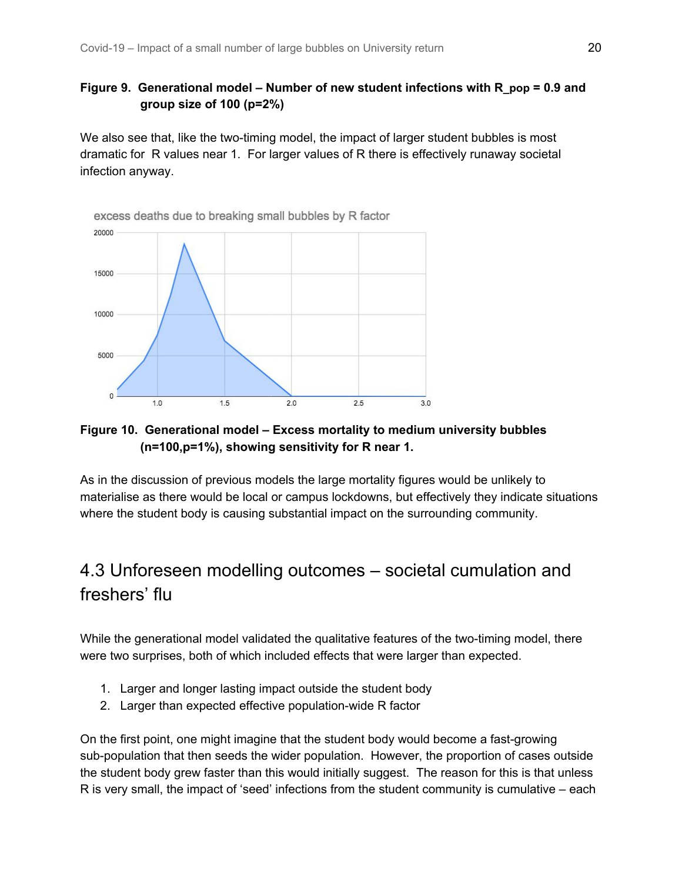**Figure 9. Generational model – Number of new student infections with $R_{pop}$ = 0.9 and group size of 100 (p=2%)**

We also see that, like the two-timing model, the impact of larger student bubbles is most dramatic for R values near 1. For larger values of R there is effectively runaway societal infection anyway.

excess deaths due to breaking small bubbles by R factor

20000
15000
10000
5000
0
1.0
1.5
2.0
2.5
3.0

**Figure 10. Generational model – Excess mortality to medium university bubbles (n=100,p=1%), showing sensitivity for R near 1.**

As in the discussion of previous models the large mortality figures would be unlikely to materialise as there would be local or campus lockdowns, but effectively they indicate situations where the student body is causing substantial impact on the surrounding community.

## 4.3 Unforeseen modelling outcomes – societal cumulation and freshers' flu

While the generational model validated the qualitative features of the two-timing model, there were two surprises, both of which included effects that were larger than expected.

1. Larger and longer lasting impact outside the student body
2. Larger than expected effective population-wide R factor

On the first point, one might imagine that the student body would become a fast-growing sub-population that then seeds the wider population. However, the proportion of cases outside the student body grew faster than this would initially suggest. The reason for this is that unless R is very small, the impact of 'seed' infections from the student community is cumulative – each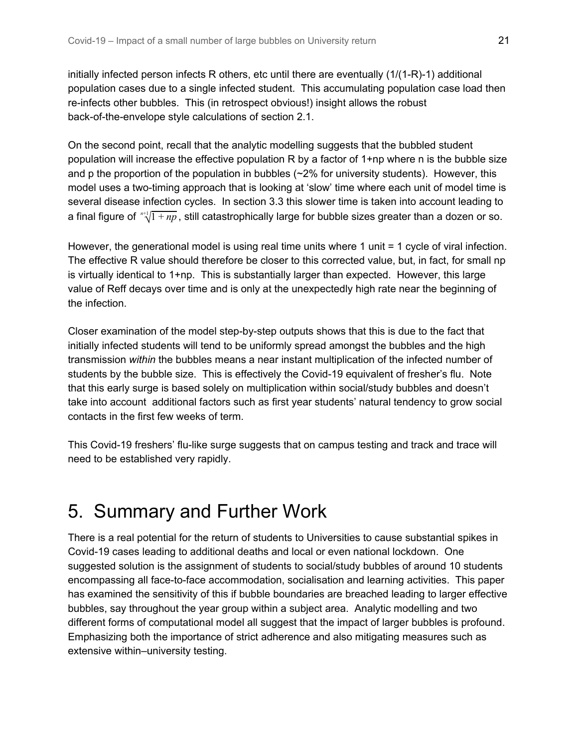initially infected person infects R others, etc until there are eventually (1/(1-R)-1) additional population cases due to a single infected student. This accumulating population case load then re-infects other bubbles. This (in retrospect obvious!) insight allows the robust back-of-the-envelope style calculations of section 2.1.

On the second point, recall that the analytic modelling suggests that the bubbled student population will increase the effective population R by a factor of 1+np where n is the bubble size and p the proportion of the population in bubbles (~2% for university students). However, this model uses a two-timing approach that is looking at 'slow' time where each unit of model time is several disease infection cycles. In section 3.3 this slower time is taken into account leading to a final figure of $\sqrt[n+1]{1+np}$, still catastrophically large for bubble sizes greater than a dozen or so.

However, the generational model is using real time units where 1 unit = 1 cycle of viral infection. The effective R value should therefore be closer to this corrected value, but, in fact, for small np is virtually identical to 1+np. This is substantially larger than expected. However, this large value of Reff decays over time and is only at the unexpectedly high rate near the beginning of the infection.

Closer examination of the model step-by-step outputs shows that this is due to the fact that initially infected students will tend to be uniformly spread amongst the bubbles and the high transmission *within* the bubbles means a near instant multiplication of the infected number of students by the bubble size. This is effectively the Covid-19 equivalent of fresher's flu. Note that this early surge is based solely on multiplication within social/study bubbles and doesn't take into account additional factors such as first year students' natural tendency to grow social contacts in the first few weeks of term.

This Covid-19 freshers' flu-like surge suggests that on campus testing and track and trace will need to be established very rapidly.

# 5. Summary and Further Work

There is a real potential for the return of students to Universities to cause substantial spikes in Covid-19 cases leading to additional deaths and local or even national lockdown. One suggested solution is the assignment of students to social/study bubbles of around 10 students encompassing all face-to-face accommodation, socialisation and learning activities. This paper has examined the sensitivity of this if bubble boundaries are breached leading to larger effective bubbles, say throughout the year group within a subject area. Analytic modelling and two different forms of computational model all suggest that the impact of larger bubbles is profound. Emphasizing both the importance of strict adherence and also mitigating measures such as extensive within–university testing.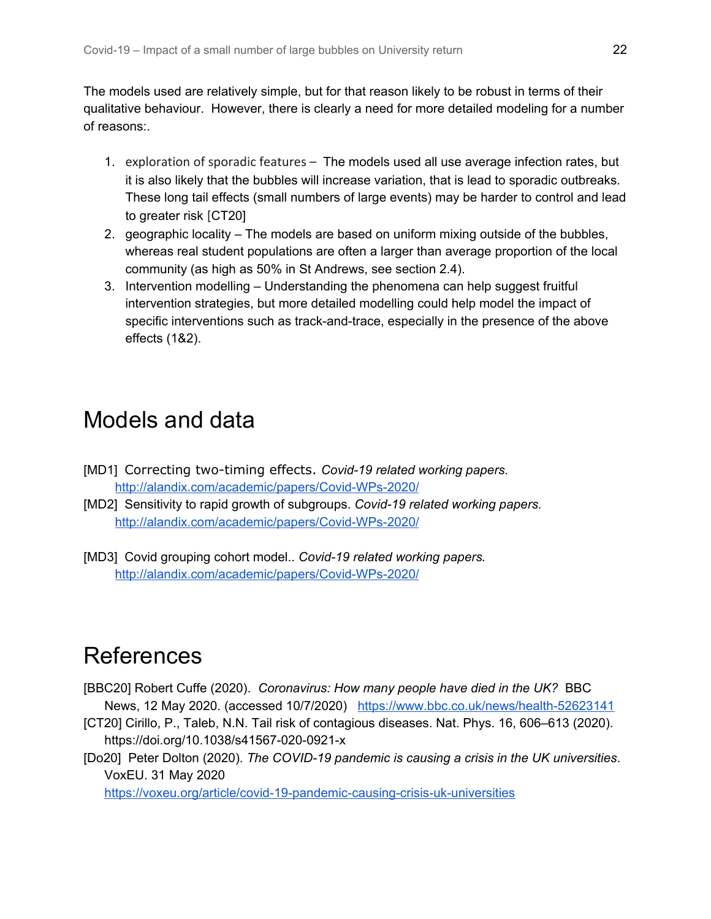The models used are relatively simple, but for that reason likely to be robust in terms of their qualitative behaviour. However, there is clearly a need for more detailed modeling for a number of reasons:.

1. exploration of sporadic features – The models used all use average infection rates, but it is also likely that the bubbles will increase variation, that is lead to sporadic outbreaks. These long tail effects (small numbers of large events) may be harder to control and lead to greater risk [CT20]
2. geographic locality – The models are based on uniform mixing outside of the bubbles, whereas real student populations are often a larger than average proportion of the local community (as high as 50% in St Andrews, see section 2.4).
3. Intervention modelling – Understanding the phenomena can help suggest fruitful intervention strategies, but more detailed modelling could help model the impact of specific interventions such as track-and-trace, especially in the presence of the above effects (1&2).

# Models and data

[MD1] Correcting two-timing effects. *Covid-19 related working papers.* http://alandix.com/academic/papers/Covid-WPs-2020/

[MD2] Sensitivity to rapid growth of subgroups. *Covid-19 related working papers.* http://alandix.com/academic/papers/Covid-WPs-2020/

[MD3] Covid grouping cohort model.. *Covid-19 related working papers.* http://alandix.com/academic/papers/Covid-WPs-2020/

# References

[BBC20] Robert Cuffe (2020). *Coronavirus: How many people have died in the UK?* BBC News, 12 May 2020. (accessed 10/7/2020) https://www.bbc.co.uk/news/health-52623141

[CT20] Cirillo, P., Taleb, N.N. Tail risk of contagious diseases. Nat. Phys. 16, 606–613 (2020). https://doi.org/10.1038/s41567-020-0921-x

[Do20] Peter Dolton (2020). *The COVID-19 pandemic is causing a crisis in the UK universities.* VoxEU. 31 May 2020 https://voxeu.org/article/covid-19-pandemic-causing-crisis-uk-universities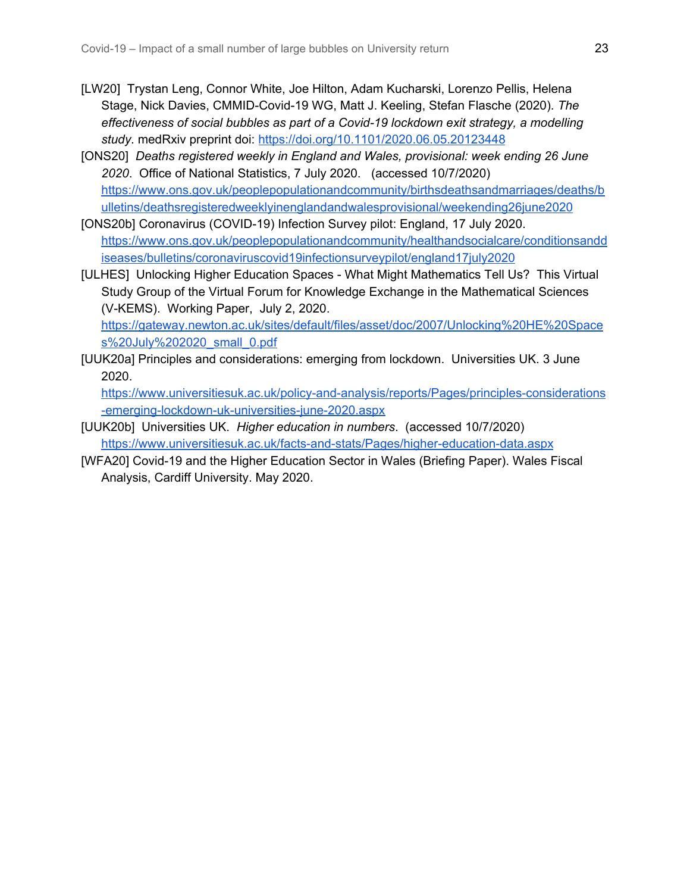[LW20] Trystan Leng, Connor White, Joe Hilton, Adam Kucharski, Lorenzo Pellis, Helena Stage, Nick Davies, CMMID-Covid-19 WG, Matt J. Keeling, Stefan Flasche (2020). *The effectiveness of social bubbles as part of a Covid-19 lockdown exit strategy, a modelling study*. medRxiv preprint doi: https://doi.org/10.1101/2020.06.05.20123448

[ONS20] *Deaths registered weekly in England and Wales, provisional: week ending 26 June 2020*. Office of National Statistics, 7 July 2020. (accessed 10/7/2020) https://www.ons.gov.uk/peoplepopulationandcommunity/birthsdeathsandmarriages/deaths/bulletins/deathsregisteredweeklyinenglandandwalesprovisional/weekending26june2020

[ONS20b] Coronavirus (COVID-19) Infection Survey pilot: England, 17 July 2020. https://www.ons.gov.uk/peoplepopulationandcommunity/healthandsocialcare/conditionsanddiseases/bulletins/coronaviruscovid19infectionsurveypilot/england17july2020

[ULHES] Unlocking Higher Education Spaces - What Might Mathematics Tell Us? This Virtual Study Group of the Virtual Forum for Knowledge Exchange in the Mathematical Sciences (V-KEMS). Working Paper, July 2, 2020. https://gateway.newton.ac.uk/sites/default/files/asset/doc/2007/Unlocking%20HE%20Spaces%20July%202020_small_0.pdf

[UUK20a] Principles and considerations: emerging from lockdown. Universities UK. 3 June 2020. https://www.universitiesuk.ac.uk/policy-and-analysis/reports/Pages/principles-considerations-emerging-lockdown-uk-universities-june-2020.aspx

[UUK20b] Universities UK. *Higher education in numbers*. (accessed 10/7/2020) https://www.universitiesuk.ac.uk/facts-and-stats/Pages/higher-education-data.aspx

[WFA20] Covid-19 and the Higher Education Sector in Wales (Briefing Paper). Wales Fiscal Analysis, Cardiff University. May 2020.